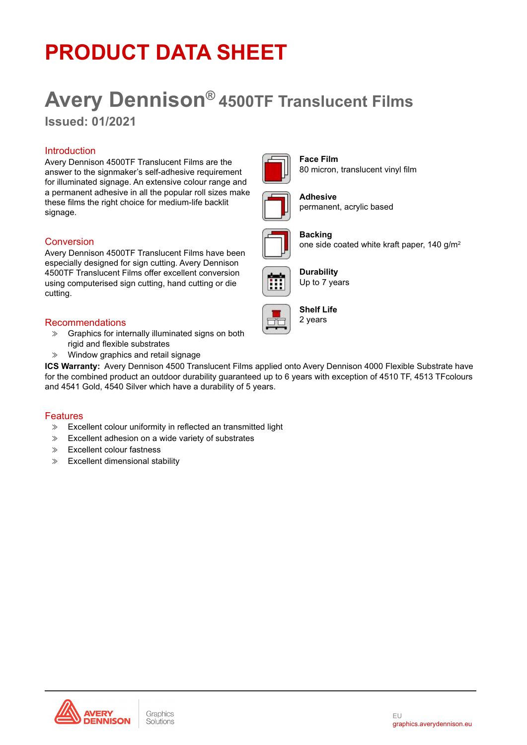# PRODUCT DATA SHEET

## Avery Dennison® 4500TF Translucent Films

**Issued: 01/2021**

### Introduction

Avery Dennison 4500TF Translucent Films are the answer to the signmaker's self-adhesive requirement for illuminated signage. An extensive colour range and a permanent adhesive in all the popular roll sizes make these films the right choice for medium-life backlit signage.

**Face Film**
80 micron, translucent vinyl film

**Adhesive**
permanent, acrylic based

**Backing**
one side coated white kraft paper, 140 g/m²

**Durability**
Up to 7 years

**Shelf Life**
2 years

### Conversion

Avery Dennison 4500TF Translucent Films have been especially designed for sign cutting. Avery Dennison 4500TF Translucent Films offer excellent conversion using computerised sign cutting, hand cutting or die cutting.

### Recommendations

- Graphics for internally illuminated signs on both rigid and flexible substrates
- Window graphics and retail signage

**ICS Warranty:** Avery Dennison 4500 Translucent Films applied onto Avery Dennison 4000 Flexible Substrate have for the combined product an outdoor durability guaranteed up to 6 years with exception of 4510 TF, 4513 TFcolours and 4541 Gold, 4540 Silver which have a durability of 5 years.

### Features

- Excellent colour uniformity in reflected an transmitted light
- Excellent adhesion on a wide variety of substrates
- Excellent colour fastness
- Excellent dimensional stability

AVERY DENNISON Graphics Solutions

EU
graphics.averydennison.eu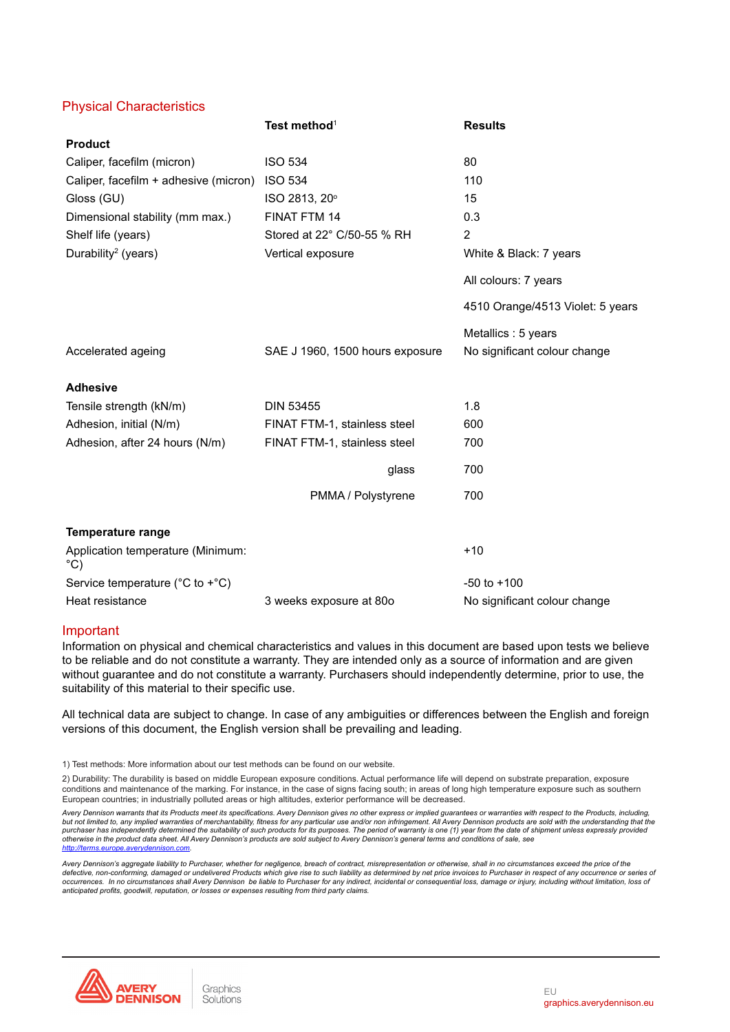## Physical Characteristics

| | Test method[1] | Results |
|---|---|---|
| **Product** | | |
| Caliper, facefilm (micron) | ISO 534 | 80 |
| Caliper, facefilm + adhesive (micron) | ISO 534 | 110 |
| Gloss (GU) | ISO 2813, 20° | 15 |
| Dimensional stability (mm max.) | FINAT FTM 14 | 0.3 |
| Shelf life (years) | Stored at 22° C/50-55 % RH | 2 |
| Durability[2] (years) | Vertical exposure | White & Black: 7 years |
| | | All colours: 7 years |
| | | 4510 Orange/4513 Violet: 5 years |
| | | Metallics : 5 years |
| Accelerated ageing | SAE J 1960, 1500 hours exposure | No significant colour change |
| **Adhesive** | | |
| Tensile strength (kN/m) | DIN 53455 | 1.8 |
| Adhesion, initial (N/m) | FINAT FTM-1, stainless steel | 600 |
| Adhesion, after 24 hours (N/m) | FINAT FTM-1, stainless steel | 700 |
| | glass | 700 |
| | PMMA / Polystyrene | 700 |
| **Temperature range** | | |
| Application temperature (Minimum: °C) | | +10 |
| Service temperature (°C to +°C) | | -50 to +100 |
| Heat resistance | 3 weeks exposure at 80o | No significant colour change |

## Important

Information on physical and chemical characteristics and values in this document are based upon tests we believe to be reliable and do not constitute a warranty. They are intended only as a source of information and are given without guarantee and do not constitute a warranty. Purchasers should independently determine, prior to use, the suitability of this material to their specific use.

All technical data are subject to change. In case of any ambiguities or differences between the English and foreign versions of this document, the English version shall be prevailing and leading.

1) Test methods: More information about our test methods can be found on our website.

2) Durability: The durability is based on middle European exposure conditions. Actual performance life will depend on substrate preparation, exposure conditions and maintenance of the marking. For instance, in the case of signs facing south; in areas of long high temperature exposure such as southern European countries; in industrially polluted areas or high altitudes, exterior performance will be decreased.

*Avery Dennison warrants that its Products meet its specifications. Avery Dennison gives no other express or implied guarantees or warranties with respect to the Products, including, but not limited to, any implied warranties of merchantability, fitness for any particular use and/or non infringement. All Avery Dennison products are sold with the understanding that the purchaser has independently determined the suitability of such products for its purposes. The period of warranty is one (1) year from the date of shipment unless expressly provided otherwise in the product data sheet. All Avery Dennison's products are sold subject to Avery Dennison's general terms and conditions of sale, see http://terms.europe.averydennison.com.*

*Avery Dennison's aggregate liability to Purchaser, whether for negligence, breach of contract, misrepresentation or otherwise, shall in no circumstances exceed the price of the defective, non-conforming, damaged or undelivered Products which give rise to such liability as determined by net price invoices to Purchaser in respect of any occurrence or series of occurrences. In no circumstances shall Avery Dennison be liable to Purchaser for any indirect, incidental or consequential loss, damage or injury, including without limitation, loss of anticipated profits, goodwill, reputation, or losses or expenses resulting from third party claims.*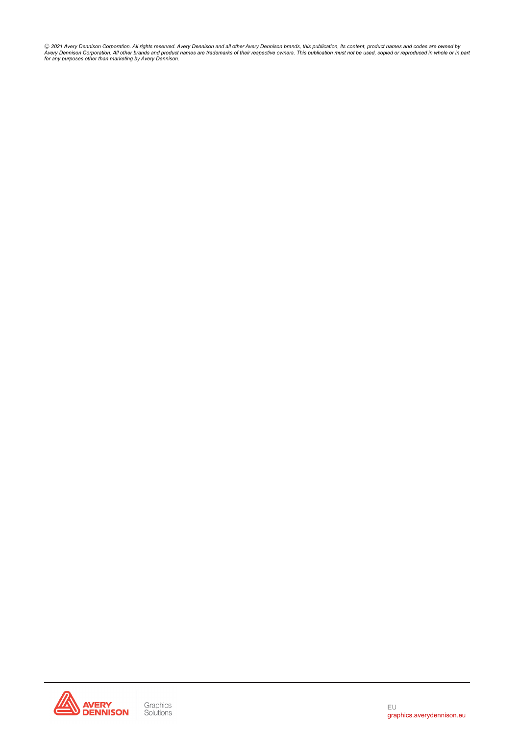*© 2021 Avery Dennison Corporation. All rights reserved. Avery Dennison and all other Avery Dennison brands, this publication, its content, product names and codes are owned by Avery Dennison Corporation. All other brands and product names are trademarks of their respective owners. This publication must not be used, copied or reproduced in whole or in part for any purposes other than marketing by Avery Dennison.*

AVERY DENNISON Graphics Solutions

EU
graphics.averydennison.eu